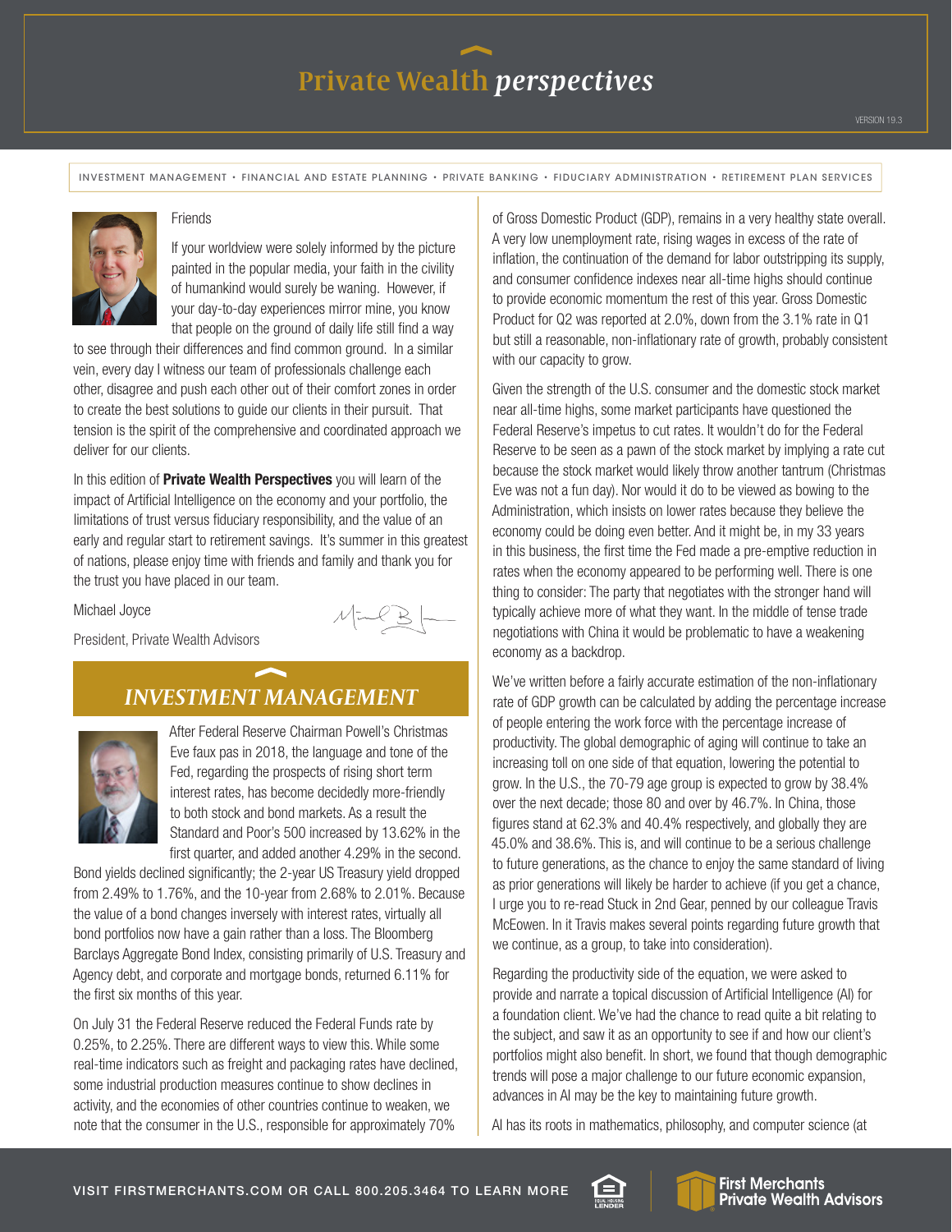# Private Wealth *perspectives*

VERSION 19.3

INVESTMENT MANAGEMENT • FINANCIAL AND ESTATE PLANNING • PRIVATE BANKING • FIDUCIARY ADMINISTRATION • RETIREMENT PLAN SERVICES

Friends

If your worldview were solely informed by the picture painted in the popular media, your faith in the civility of humankind would surely be waning. However, if your day-to-day experiences mirror mine, you know that people on the ground of daily life still find a way to see through their differences and find common ground. In a similar vein, every day I witness our team of professionals challenge each other, disagree and push each other out of their comfort zones in order to create the best solutions to guide our clients in their pursuit. That tension is the spirit of the comprehensive and coordinated approach we deliver for our clients.

In this edition of **Private Wealth Perspectives** you will learn of the impact of Artificial Intelligence on the economy and your portfolio, the limitations of trust versus fiduciary responsibility, and the value of an early and regular start to retirement savings. It's summer in this greatest of nations, please enjoy time with friends and family and thank you for the trust you have placed in our team.

Michael Joyce

President, Private Wealth Advisors

## *INVESTMENT MANAGEMENT*

After Federal Reserve Chairman Powell's Christmas Eve faux pas in 2018, the language and tone of the Fed, regarding the prospects of rising short term interest rates, has become decidedly more-friendly to both stock and bond markets. As a result the Standard and Poor's 500 increased by 13.62% in the first quarter, and added another 4.29% in the second. Bond yields declined significantly; the 2-year US Treasury yield dropped from 2.49% to 1.76%, and the 10-year from 2.68% to 2.01%. Because the value of a bond changes inversely with interest rates, virtually all bond portfolios now have a gain rather than a loss. The Bloomberg Barclays Aggregate Bond Index, consisting primarily of U.S. Treasury and Agency debt, and corporate and mortgage bonds, returned 6.11% for the first six months of this year.

On July 31 the Federal Reserve reduced the Federal Funds rate by 0.25%, to 2.25%. There are different ways to view this. While some real-time indicators such as freight and packaging rates have declined, some industrial production measures continue to show declines in activity, and the economies of other countries continue to weaken, we note that the consumer in the U.S., responsible for approximately 70% of Gross Domestic Product (GDP), remains in a very healthy state overall. A very low unemployment rate, rising wages in excess of the rate of inflation, the continuation of the demand for labor outstripping its supply, and consumer confidence indexes near all-time highs should continue to provide economic momentum the rest of this year. Gross Domestic Product for Q2 was reported at 2.0%, down from the 3.1% rate in Q1 but still a reasonable, non-inflationary rate of growth, probably consistent with our capacity to grow.

Given the strength of the U.S. consumer and the domestic stock market near all-time highs, some market participants have questioned the Federal Reserve's impetus to cut rates. It wouldn't do for the Federal Reserve to be seen as a pawn of the stock market by implying a rate cut because the stock market would likely throw another tantrum (Christmas Eve was not a fun day). Nor would it do to be viewed as bowing to the Administration, which insists on lower rates because they believe the economy could be doing even better. And it might be, in my 33 years in this business, the first time the Fed made a pre-emptive reduction in rates when the economy appeared to be performing well. There is one thing to consider: The party that negotiates with the stronger hand will typically achieve more of what they want. In the middle of tense trade negotiations with China it would be problematic to have a weakening economy as a backdrop.

We've written before a fairly accurate estimation of the non-inflationary rate of GDP growth can be calculated by adding the percentage increase of people entering the work force with the percentage increase of productivity. The global demographic of aging will continue to take an increasing toll on that side of that equation, lowering the potential to grow. In the U.S., the 70-79 age group is expected to grow by 38.4% over the next decade; those 80 and over by 46.7%. In China, those figures stand at 62.3% and 40.4% respectively, and globally they are 45.0% and 38.6%. This is, and will continue to be a serious challenge to future generations, as the chance to enjoy the same standard of living as prior generations will likely be harder to achieve (if you get a chance, I urge you to re-read Stuck in 2nd Gear, penned by our colleague Travis McEowen. In it Travis makes several points regarding future growth that we continue, as a group, to take into consideration).

Regarding the productivity side of the equation, we were asked to provide and narrate a topical discussion of Artificial Intelligence (AI) for a foundation client. We've had the chance to read quite a bit relating to the subject, and saw it as an opportunity to see if and how our client's portfolios might also benefit. In short, we found that though demographic trends will pose a major challenge to our future economic expansion, advances in AI may be the key to maintaining future growth.

AI has its roots in mathematics, philosophy, and computer science (at

VISIT FIRSTMERCHANTS.COM OR CALL 800.205.3464 TO LEARN MORE

First Merchants Private Wealth Advisors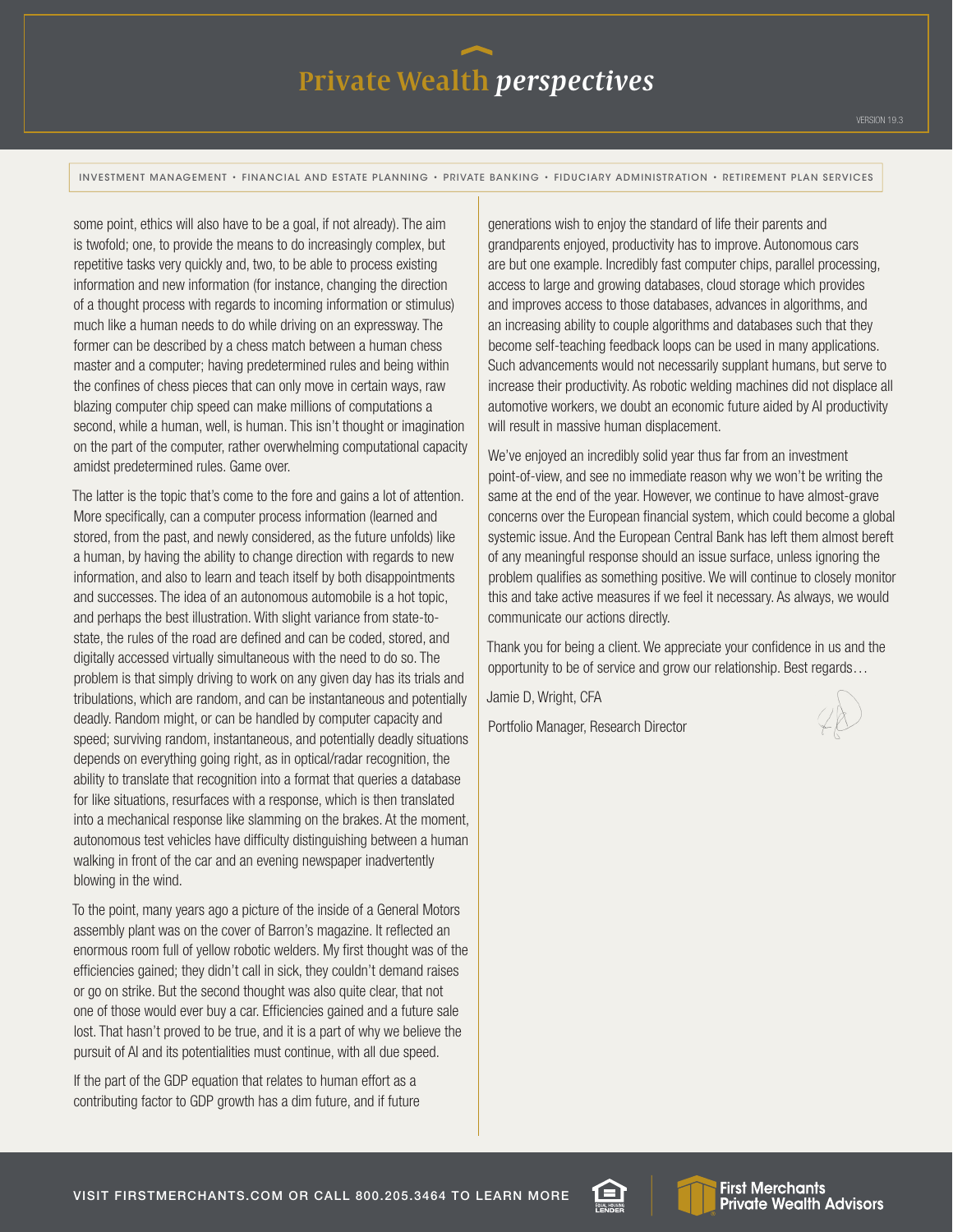some point, ethics will also have to be a goal, if not already). The aim is twofold; one, to provide the means to do increasingly complex, but repetitive tasks very quickly and, two, to be able to process existing information and new information (for instance, changing the direction of a thought process with regards to incoming information or stimulus) much like a human needs to do while driving on an expressway. The former can be described by a chess match between a human chess master and a computer; having predetermined rules and being within the confines of chess pieces that can only move in certain ways, raw blazing computer chip speed can make millions of computations a second, while a human, well, is human. This isn't thought or imagination on the part of the computer, rather overwhelming computational capacity amidst predetermined rules. Game over.

The latter is the topic that's come to the fore and gains a lot of attention. More specifically, can a computer process information (learned and stored, from the past, and newly considered, as the future unfolds) like a human, by having the ability to change direction with regards to new information, and also to learn and teach itself by both disappointments and successes. The idea of an autonomous automobile is a hot topic, and perhaps the best illustration. With slight variance from state-to-state, the rules of the road are defined and can be coded, stored, and digitally accessed virtually simultaneous with the need to do so. The problem is that simply driving to work on any given day has its trials and tribulations, which are random, and can be instantaneous and potentially deadly. Random might, or can be handled by computer capacity and speed; surviving random, instantaneous, and potentially deadly situations depends on everything going right, as in optical/radar recognition, the ability to translate that recognition into a format that queries a database for like situations, resurfaces with a response, which is then translated into a mechanical response like slamming on the brakes. At the moment, autonomous test vehicles have difficulty distinguishing between a human walking in front of the car and an evening newspaper inadvertently blowing in the wind.

To the point, many years ago a picture of the inside of a General Motors assembly plant was on the cover of Barron's magazine. It reflected an enormous room full of yellow robotic welders. My first thought was of the efficiencies gained; they didn't call in sick, they couldn't demand raises or go on strike. But the second thought was also quite clear, that not one of those would ever buy a car. Efficiencies gained and a future sale lost. That hasn't proved to be true, and it is a part of why we believe the pursuit of AI and its potentialities must continue, with all due speed.

If the part of the GDP equation that relates to human effort as a contributing factor to GDP growth has a dim future, and if future generations wish to enjoy the standard of life their parents and grandparents enjoyed, productivity has to improve. Autonomous cars are but one example. Incredibly fast computer chips, parallel processing, access to large and growing databases, cloud storage which provides and improves access to those databases, advances in algorithms, and an increasing ability to couple algorithms and databases such that they become self-teaching feedback loops can be used in many applications. Such advancements would not necessarily supplant humans, but serve to increase their productivity. As robotic welding machines did not displace all automotive workers, we doubt an economic future aided by AI productivity will result in massive human displacement.

We've enjoyed an incredibly solid year thus far from an investment point-of-view, and see no immediate reason why we won't be writing the same at the end of the year. However, we continue to have almost-grave concerns over the European financial system, which could become a global systemic issue. And the European Central Bank has left them almost bereft of any meaningful response should an issue surface, unless ignoring the problem qualifies as something positive. We will continue to closely monitor this and take active measures if we feel it necessary. As always, we would communicate our actions directly.

Thank you for being a client. We appreciate your confidence in us and the opportunity to be of service and grow our relationship. Best regards…

Jamie D, Wright, CFA

Portfolio Manager, Research Director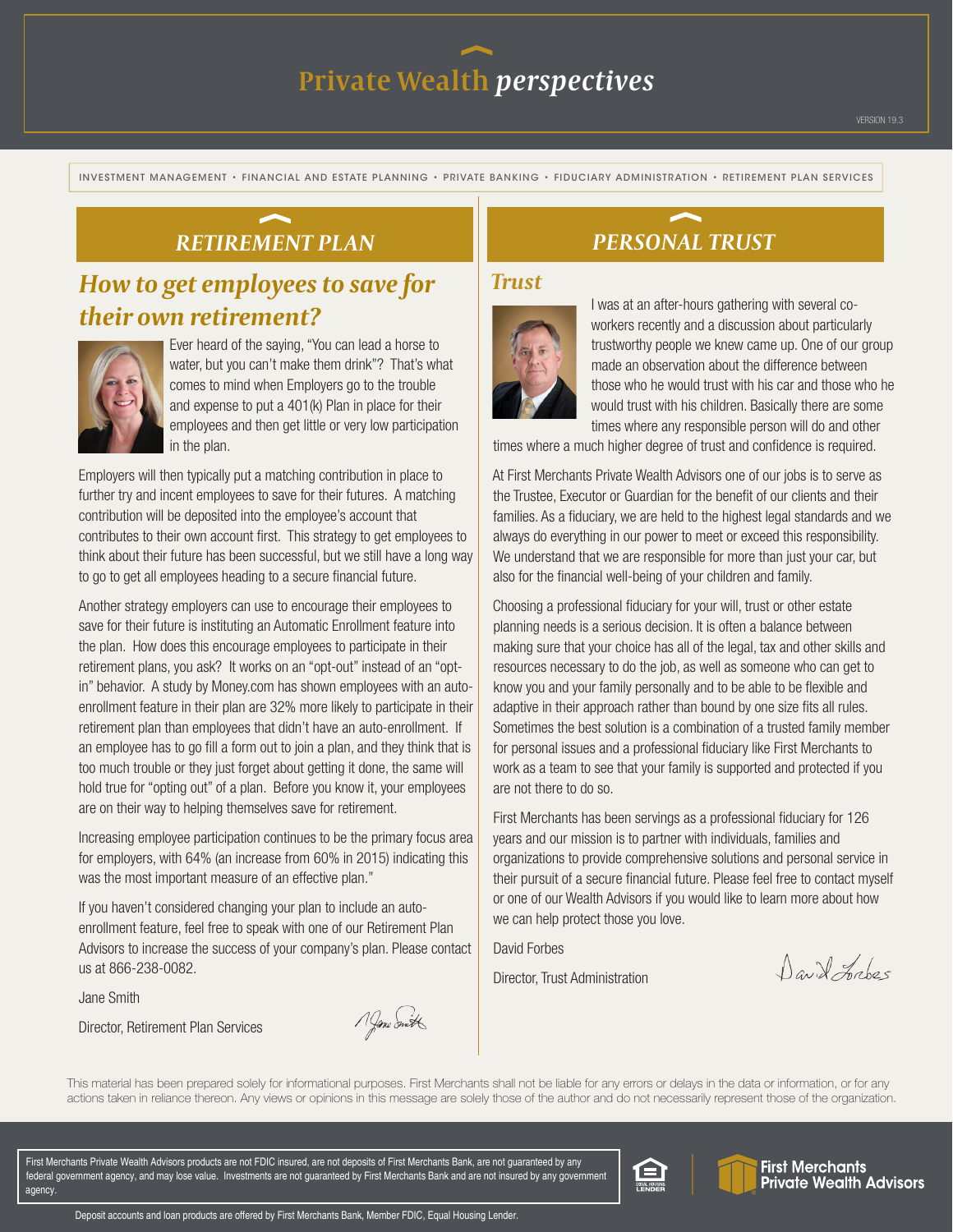# Private Wealth *perspectives*

VERSION 19.3

INVESTMENT MANAGEMENT • FINANCIAL AND ESTATE PLANNING • PRIVATE BANKING • FIDUCIARY ADMINISTRATION • RETIREMENT PLAN SERVICES

## *RETIREMENT PLAN*

### *How to get employees to save for their own retirement?*

Ever heard of the saying, "You can lead a horse to water, but you can't make them drink"? That's what comes to mind when Employers go to the trouble and expense to put a 401(k) Plan in place for their employees and then get little or very low participation in the plan.

Employers will then typically put a matching contribution in place to further try and incent employees to save for their futures. A matching contribution will be deposited into the employee's account that contributes to their own account first. This strategy to get employees to think about their future has been successful, but we still have a long way to go to get all employees heading to a secure financial future.

Another strategy employers can use to encourage their employees to save for their future is instituting an Automatic Enrollment feature into the plan. How does this encourage employees to participate in their retirement plans, you ask? It works on an "opt-out" instead of an "opt-in" behavior. A study by Money.com has shown employees with an auto-enrollment feature in their plan are 32% more likely to participate in their retirement plan than employees that didn't have an auto-enrollment. If an employee has to go fill a form out to join a plan, and they think that is too much trouble or they just forget about getting it done, the same will hold true for "opting out" of a plan. Before you know it, your employees are on their way to helping themselves save for retirement.

Increasing employee participation continues to be the primary focus area for employers, with 64% (an increase from 60% in 2015) indicating this was the most important measure of an effective plan."

If you haven't considered changing your plan to include an auto-enrollment feature, feel free to speak with one of our Retirement Plan Advisors to increase the success of your company's plan. Please contact us at 866-238-0082.

Jane Smith

Director, Retirement Plan Services

## *PERSONAL TRUST*

### *Trust*

I was at an after-hours gathering with several co-workers recently and a discussion about particularly trustworthy people we knew came up. One of our group made an observation about the difference between those who he would trust with his car and those who he would trust with his children. Basically there are some times where any responsible person will do and other times where a much higher degree of trust and confidence is required.

At First Merchants Private Wealth Advisors one of our jobs is to serve as the Trustee, Executor or Guardian for the benefit of our clients and their families. As a fiduciary, we are held to the highest legal standards and we always do everything in our power to meet or exceed this responsibility. We understand that we are responsible for more than just your car, but also for the financial well-being of your children and family.

Choosing a professional fiduciary for your will, trust or other estate planning needs is a serious decision. It is often a balance between making sure that your choice has all of the legal, tax and other skills and resources necessary to do the job, as well as someone who can get to know you and your family personally and to be able to be flexible and adaptive in their approach rather than bound by one size fits all rules. Sometimes the best solution is a combination of a trusted family member for personal issues and a professional fiduciary like First Merchants to work as a team to see that your family is supported and protected if you are not there to do so.

First Merchants has been servings as a professional fiduciary for 126 years and our mission is to partner with individuals, families and organizations to provide comprehensive solutions and personal service in their pursuit of a secure financial future. Please feel free to contact myself or one of our Wealth Advisors if you would like to learn more about how we can help protect those you love.

David Forbes

Director, Trust Administration

This material has been prepared solely for informational purposes. First Merchants shall not be liable for any errors or delays in the data or information, or for any actions taken in reliance thereon. Any views or opinions in this message are solely those of the author and do not necessarily represent those of the organization.

First Merchants Private Wealth Advisors products are not FDIC insured, are not deposits of First Merchants Bank, are not guaranteed by any federal government agency, and may lose value. Investments are not guaranteed by First Merchants Bank and are not insured by any government agency.

EQUAL HOUSING LENDER

First Merchants Private Wealth Advisors

Deposit accounts and loan products are offered by First Merchants Bank, Member FDIC, Equal Housing Lender.